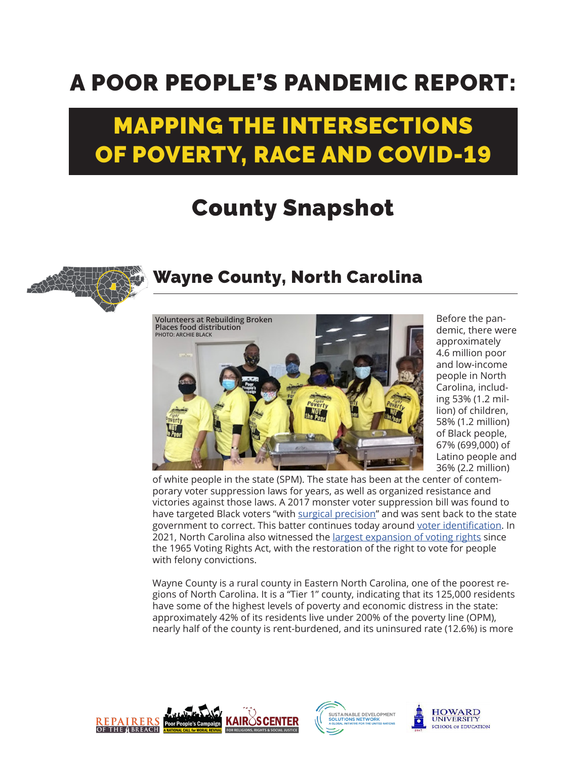# A POOR PEOPLE'S PANDEMIC REPORT:

## MAPPING THE INTERSECTIONS OF POVERTY, RACE AND COVID-19

## County Snapshot

## Wayne County, North Carolina

Volunteers at Rebuilding Broken Places food distribution
PHOTO: ARCHIE BLACK

Before the pandemic, there were approximately 4.6 million poor and low-income people in North Carolina, including 53% (1.2 million) of children, 58% (1.2 million) of Black people, 67% (699,000) of Latino people and 36% (2.2 million) of white people in the state (SPM). The state has been at the center of contemporary voter suppression laws for years, as well as organized resistance and victories against those laws. A 2017 monster voter suppression bill was found to have targeted Black voters "with surgical precision" and was sent back to the state government to correct. This batter continues today around voter identification. In 2021, North Carolina also witnessed the largest expansion of voting rights since the 1965 Voting Rights Act, with the restoration of the right to vote for people with felony convictions.

Wayne County is a rural county in Eastern North Carolina, one of the poorest regions of North Carolina. It is a "Tier 1" county, indicating that its 125,000 residents have some of the highest levels of poverty and economic distress in the state: approximately 42% of its residents live under 200% of the poverty line (OPM), nearly half of the county is rent-burdened, and its uninsured rate (12.6%) is more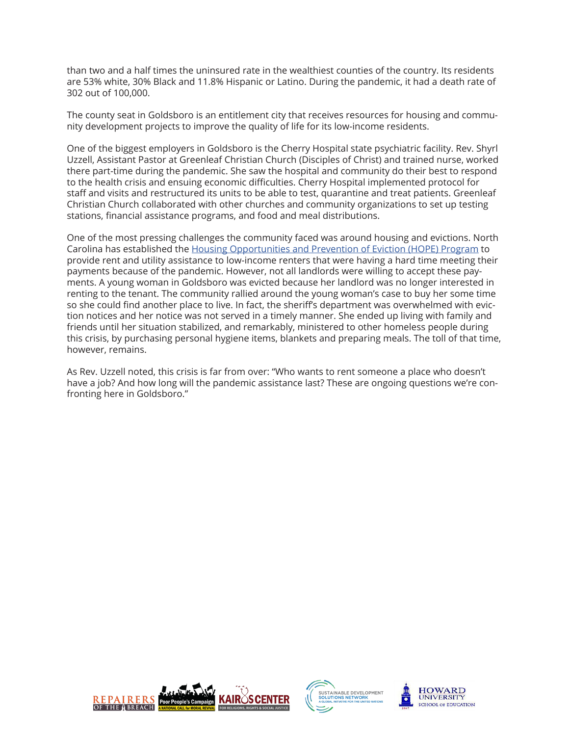than two and a half times the uninsured rate in the wealthiest counties of the country. Its residents are 53% white, 30% Black and 11.8% Hispanic or Latino. During the pandemic, it had a death rate of 302 out of 100,000.

The county seat in Goldsboro is an entitlement city that receives resources for housing and community development projects to improve the quality of life for its low-income residents.

One of the biggest employers in Goldsboro is the Cherry Hospital state psychiatric facility. Rev. Shyrl Uzzell, Assistant Pastor at Greenleaf Christian Church (Disciples of Christ) and trained nurse, worked there part-time during the pandemic. She saw the hospital and community do their best to respond to the health crisis and ensuing economic difficulties. Cherry Hospital implemented protocol for staff and visits and restructured its units to be able to test, quarantine and treat patients. Greenleaf Christian Church collaborated with other churches and community organizations to set up testing stations, financial assistance programs, and food and meal distributions.

One of the most pressing challenges the community faced was around housing and evictions. North Carolina has established the Housing Opportunities and Prevention of Eviction (HOPE) Program to provide rent and utility assistance to low-income renters that were having a hard time meeting their payments because of the pandemic. However, not all landlords were willing to accept these payments. A young woman in Goldsboro was evicted because her landlord was no longer interested in renting to the tenant. The community rallied around the young woman's case to buy her some time so she could find another place to live. In fact, the sheriff's department was overwhelmed with eviction notices and her notice was not served in a timely manner. She ended up living with family and friends until her situation stabilized, and remarkably, ministered to other homeless people during this crisis, by purchasing personal hygiene items, blankets and preparing meals. The toll of that time, however, remains.

As Rev. Uzzell noted, this crisis is far from over: "Who wants to rent someone a place who doesn't have a job? And how long will the pandemic assistance last? These are ongoing questions we're confronting here in Goldsboro."

REPAIRERS OF THE BREACH | Poor People's Campaign: A National Call for Moral Revival | KAIROS CENTER FOR RELIGIONS, RIGHTS & SOCIAL JUSTICE | SUSTAINABLE DEVELOPMENT SOLUTIONS NETWORK: A GLOBAL INITIATIVE FOR THE UNITED NATIONS | HOWARD UNIVERSITY SCHOOL OF EDUCATION